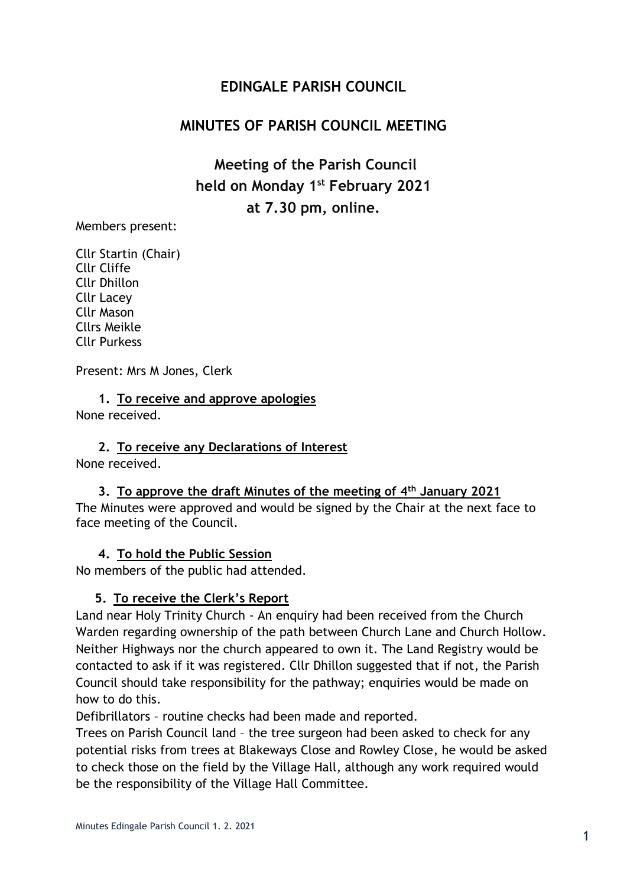# EDINGALE PARISH COUNCIL

## MINUTES OF PARISH COUNCIL MEETING

## Meeting of the Parish Council held on Monday 1st February 2021 at 7.30 pm, online.

Members present:

Cllr Startin (Chair)
Cllr Cliffe
Cllr Dhillon
Cllr Lacey
Cllr Mason
Cllrs Meikle
Cllr Purkess

Present: Mrs M Jones, Clerk

### 1. To receive and approve apologies

None received.

### 2. To receive any Declarations of Interest

None received.

### 3. To approve the draft Minutes of the meeting of 4th January 2021

The Minutes were approved and would be signed by the Chair at the next face to face meeting of the Council.

### 4. To hold the Public Session

No members of the public had attended.

### 5. To receive the Clerk's Report

Land near Holy Trinity Church - An enquiry had been received from the Church Warden regarding ownership of the path between Church Lane and Church Hollow. Neither Highways nor the church appeared to own it. The Land Registry would be contacted to ask if it was registered. Cllr Dhillon suggested that if not, the Parish Council should take responsibility for the pathway; enquiries would be made on how to do this.

Defibrillators – routine checks had been made and reported.

Trees on Parish Council land – the tree surgeon had been asked to check for any potential risks from trees at Blakeways Close and Rowley Close, he would be asked to check those on the field by the Village Hall, although any work required would be the responsibility of the Village Hall Committee.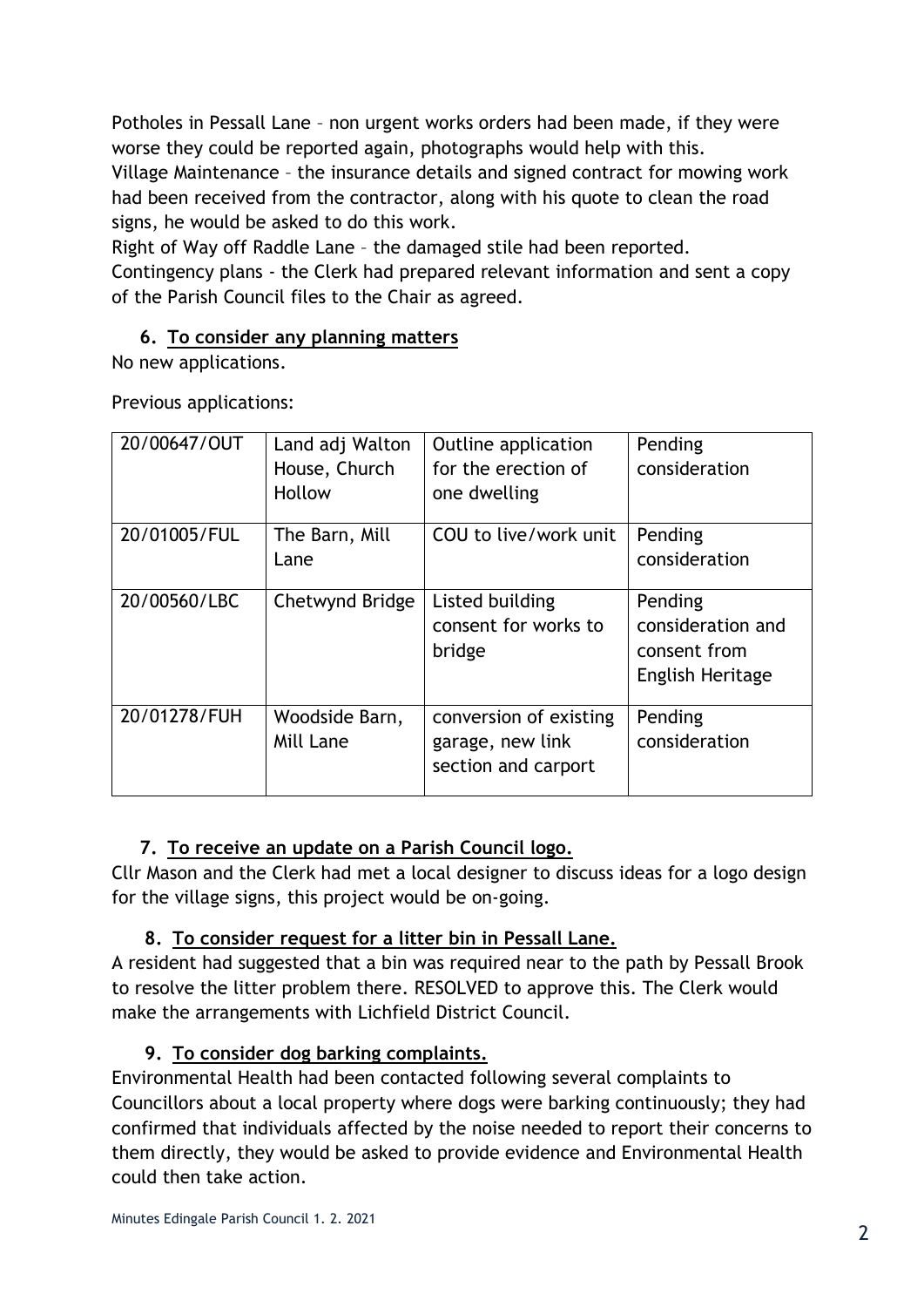Potholes in Pessall Lane – non urgent works orders had been made, if they were worse they could be reported again, photographs would help with this.
Village Maintenance – the insurance details and signed contract for mowing work had been received from the contractor, along with his quote to clean the road signs, he would be asked to do this work.
Right of Way off Raddle Lane – the damaged stile had been reported.
Contingency plans - the Clerk had prepared relevant information and sent a copy of the Parish Council files to the Chair as agreed.

### 6. To consider any planning matters

No new applications.

Previous applications:

| 20/00647/OUT | Land adj Walton House, Church Hollow | Outline application for the erection of one dwelling | Pending consideration |
|---|---|---|---|
| 20/01005/FUL | The Barn, Mill Lane | COU to live/work unit | Pending consideration |
| 20/00560/LBC | Chetwynd Bridge | Listed building consent for works to bridge | Pending consideration and consent from English Heritage |
| 20/01278/FUH | Woodside Barn, Mill Lane | conversion of existing garage, new link section and carport | Pending consideration |

### 7. To receive an update on a Parish Council logo.

Cllr Mason and the Clerk had met a local designer to discuss ideas for a logo design for the village signs, this project would be on-going.

### 8. To consider request for a litter bin in Pessall Lane.

A resident had suggested that a bin was required near to the path by Pessall Brook to resolve the litter problem there. RESOLVED to approve this. The Clerk would make the arrangements with Lichfield District Council.

### 9. To consider dog barking complaints.

Environmental Health had been contacted following several complaints to Councillors about a local property where dogs were barking continuously; they had confirmed that individuals affected by the noise needed to report their concerns to them directly, they would be asked to provide evidence and Environmental Health could then take action.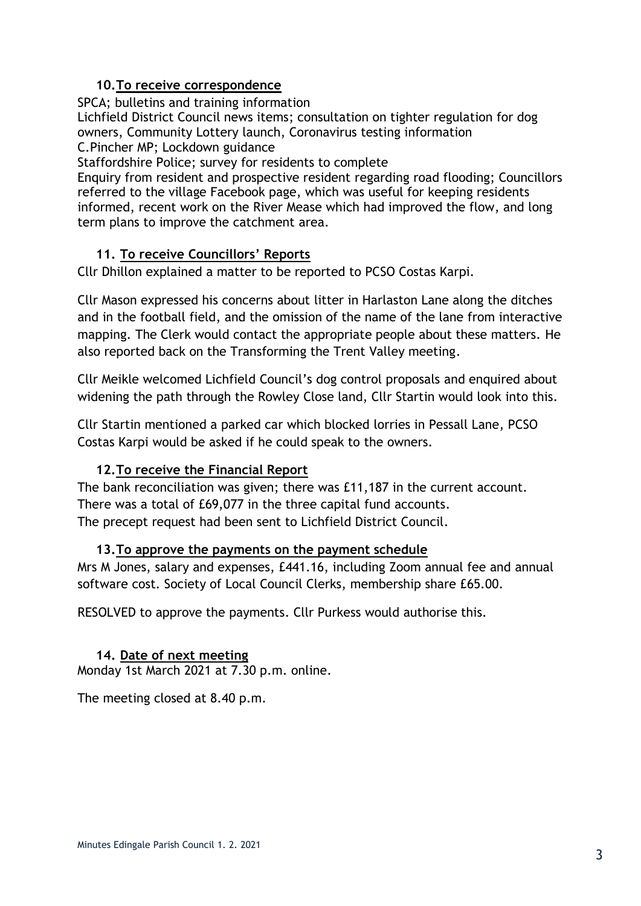### 10. To receive correspondence

SPCA; bulletins and training information
Lichfield District Council news items; consultation on tighter regulation for dog owners, Community Lottery launch, Coronavirus testing information
C.Pincher MP; Lockdown guidance
Staffordshire Police; survey for residents to complete
Enquiry from resident and prospective resident regarding road flooding; Councillors referred to the village Facebook page, which was useful for keeping residents informed, recent work on the River Mease which had improved the flow, and long term plans to improve the catchment area.

### 11. To receive Councillors' Reports

Cllr Dhillon explained a matter to be reported to PCSO Costas Karpi.

Cllr Mason expressed his concerns about litter in Harlaston Lane along the ditches and in the football field, and the omission of the name of the lane from interactive mapping. The Clerk would contact the appropriate people about these matters. He also reported back on the Transforming the Trent Valley meeting.

Cllr Meikle welcomed Lichfield Council's dog control proposals and enquired about widening the path through the Rowley Close land, Cllr Startin would look into this.

Cllr Startin mentioned a parked car which blocked lorries in Pessall Lane, PCSO Costas Karpi would be asked if he could speak to the owners.

### 12. To receive the Financial Report

The bank reconciliation was given; there was £11,187 in the current account.
There was a total of £69,077 in the three capital fund accounts.
The precept request had been sent to Lichfield District Council.

### 13. To approve the payments on the payment schedule

Mrs M Jones, salary and expenses, £441.16, including Zoom annual fee and annual software cost. Society of Local Council Clerks, membership share £65.00.

RESOLVED to approve the payments. Cllr Purkess would authorise this.

### 14. Date of next meeting

Monday 1st March 2021 at 7.30 p.m. online.

The meeting closed at 8.40 p.m.